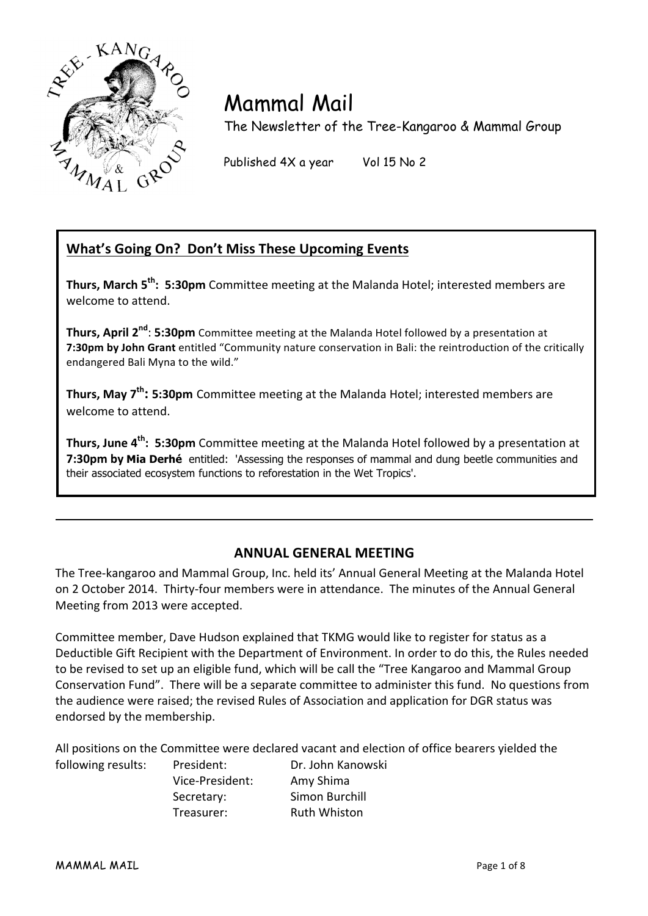# Mammal Mail

The Newsletter of the Tree-Kangaroo & Mammal Group

Published 4X a year    Vol 15 No 2

## What's Going On? Don't Miss These Upcoming Events

**Thurs, March 5th: 5:30pm** Committee meeting at the Malanda Hotel; interested members are welcome to attend.

**Thurs, April 2nd: 5:30pm** Committee meeting at the Malanda Hotel followed by a presentation at **7:30pm by John Grant** entitled "Community nature conservation in Bali: the reintroduction of the critically endangered Bali Myna to the wild."

**Thurs, May 7th: 5:30pm** Committee meeting at the Malanda Hotel; interested members are welcome to attend.

**Thurs, June 4th: 5:30pm** Committee meeting at the Malanda Hotel followed by a presentation at **7:30pm by Mia Derhé** entitled: 'Assessing the responses of mammal and dung beetle communities and their associated ecosystem functions to reforestation in the Wet Tropics'.

---

## ANNUAL GENERAL MEETING

The Tree-kangaroo and Mammal Group, Inc. held its' Annual General Meeting at the Malanda Hotel on 2 October 2014. Thirty-four members were in attendance. The minutes of the Annual General Meeting from 2013 were accepted.

Committee member, Dave Hudson explained that TKMG would like to register for status as a Deductible Gift Recipient with the Department of Environment. In order to do this, the Rules needed to be revised to set up an eligible fund, which will be call the "Tree Kangaroo and Mammal Group Conservation Fund". There will be a separate committee to administer this fund. No questions from the audience were raised; the revised Rules of Association and application for DGR status was endorsed by the membership.

All positions on the Committee were declared vacant and election of office bearers yielded the following results:

| | | |
|---|---|---|
| following results: | President: | Dr. John Kanowski |
| | Vice-President: | Amy Shima |
| | Secretary: | Simon Burchill |
| | Treasurer: | Ruth Whiston |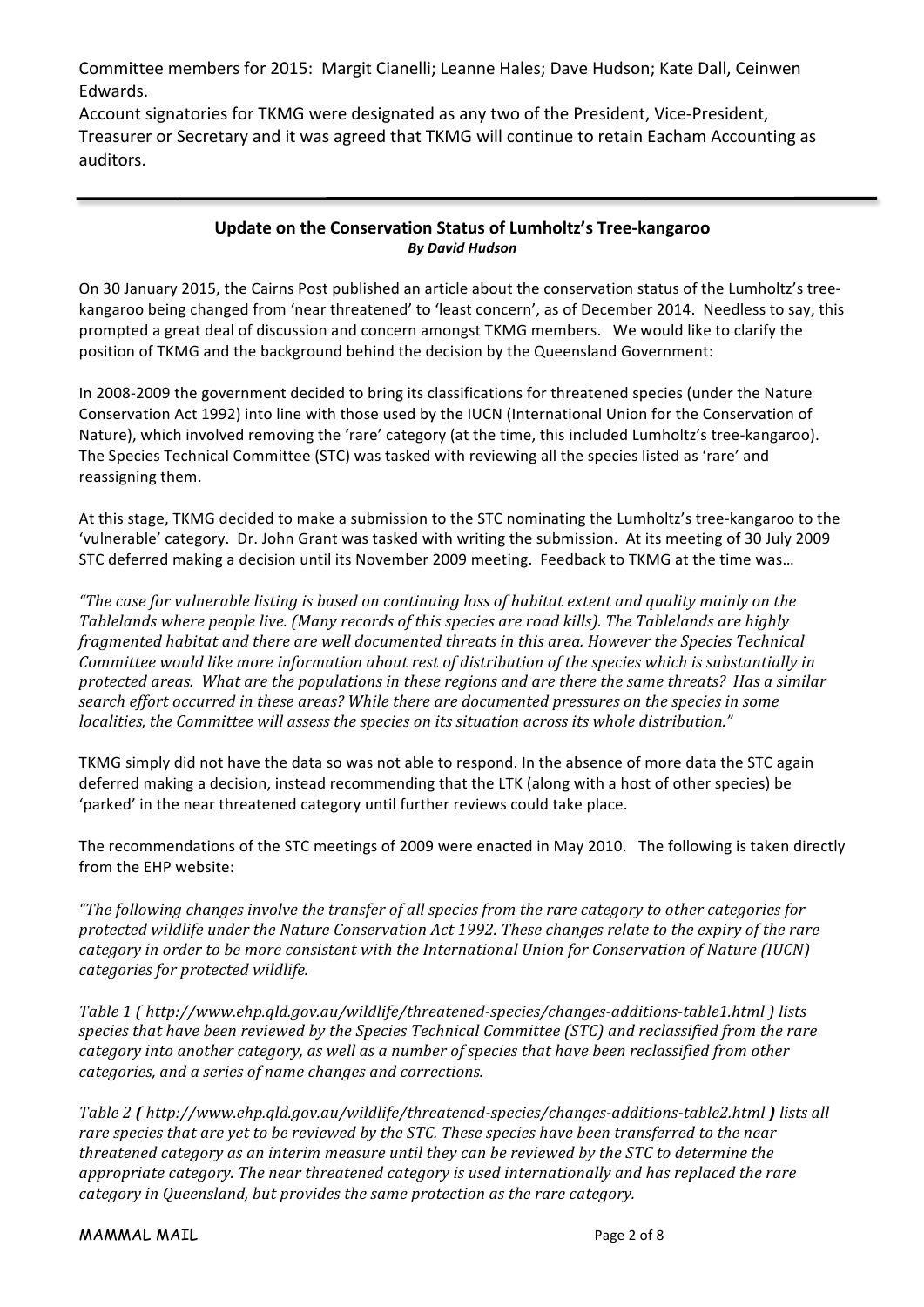Committee members for 2015: Margit Cianelli; Leanne Hales; Dave Hudson; Kate Dall, Ceinwen Edwards.

Account signatories for TKMG were designated as any two of the President, Vice-President, Treasurer or Secretary and it was agreed that TKMG will continue to retain Eacham Accounting as auditors.

---

## Update on the Conservation Status of Lumholtz's Tree-kangaroo

***By David Hudson***

On 30 January 2015, the Cairns Post published an article about the conservation status of the Lumholtz's tree-kangaroo being changed from 'near threatened' to 'least concern', as of December 2014. Needless to say, this prompted a great deal of discussion and concern amongst TKMG members. We would like to clarify the position of TKMG and the background behind the decision by the Queensland Government:

In 2008-2009 the government decided to bring its classifications for threatened species (under the Nature Conservation Act 1992) into line with those used by the IUCN (International Union for the Conservation of Nature), which involved removing the 'rare' category (at the time, this included Lumholtz's tree-kangaroo). The Species Technical Committee (STC) was tasked with reviewing all the species listed as 'rare' and reassigning them.

At this stage, TKMG decided to make a submission to the STC nominating the Lumholtz's tree-kangaroo to the 'vulnerable' category. Dr. John Grant was tasked with writing the submission. At its meeting of 30 July 2009 STC deferred making a decision until its November 2009 meeting. Feedback to TKMG at the time was…

*"The case for vulnerable listing is based on continuing loss of habitat extent and quality mainly on the Tablelands where people live. (Many records of this species are road kills). The Tablelands are highly fragmented habitat and there are well documented threats in this area. However the Species Technical Committee would like more information about rest of distribution of the species which is substantially in protected areas. What are the populations in these regions and are there the same threats? Has a similar search effort occurred in these areas? While there are documented pressures on the species in some localities, the Committee will assess the species on its situation across its whole distribution."*

TKMG simply did not have the data so was not able to respond. In the absence of more data the STC again deferred making a decision, instead recommending that the LTK (along with a host of other species) be 'parked' in the near threatened category until further reviews could take place.

The recommendations of the STC meetings of 2009 were enacted in May 2010. The following is taken directly from the EHP website:

*"The following changes involve the transfer of all species from the rare category to other categories for protected wildlife under the Nature Conservation Act 1992. These changes relate to the expiry of the rare category in order to be more consistent with the International Union for Conservation of Nature (IUCN) categories for protected wildlife.*

*Table 1 ( http://www.ehp.qld.gov.au/wildlife/threatened-species/changes-additions-table1.html ) lists species that have been reviewed by the Species Technical Committee (STC) and reclassified from the rare category into another category, as well as a number of species that have been reclassified from other categories, and a series of name changes and corrections.*

*Table 2 **(** http://www.ehp.qld.gov.au/wildlife/threatened-species/changes-additions-table2.html **)** lists all rare species that are yet to be reviewed by the STC. These species have been transferred to the near threatened category as an interim measure until they can be reviewed by the STC to determine the appropriate category. The near threatened category is used internationally and has replaced the rare category in Queensland, but provides the same protection as the rare category.*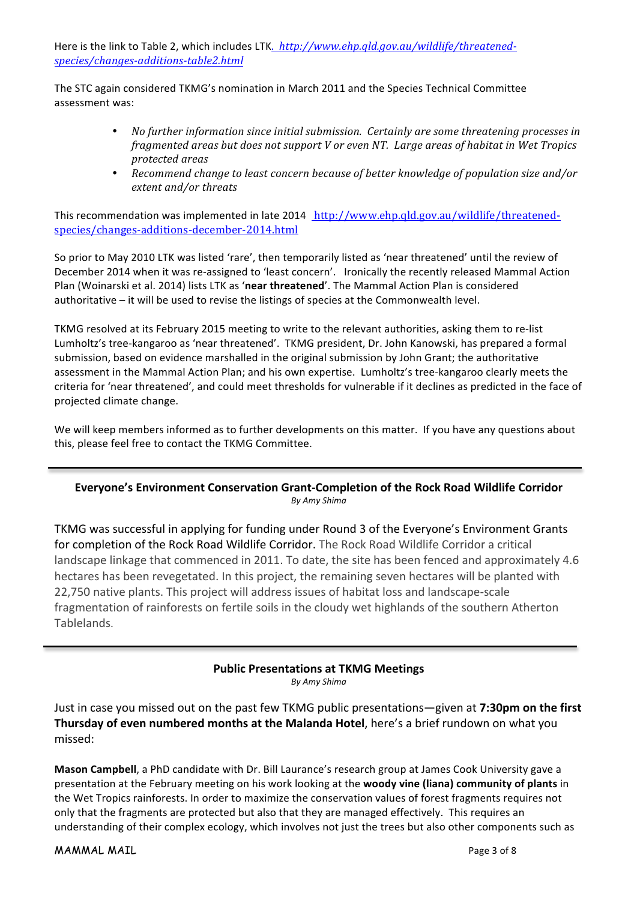Here is the link to Table 2, which includes LTK. [http://www.ehp.qld.gov.au/wildlife/threatened-species/changes-additions-table2.html](http://www.ehp.qld.gov.au/wildlife/threatened-species/changes-additions-table2.html)

The STC again considered TKMG's nomination in March 2011 and the Species Technical Committee assessment was:

- *No further information since initial submission. Certainly are some threatening processes in fragmented areas but does not support V or even NT. Large areas of habitat in Wet Tropics protected areas*
- *Recommend change to least concern because of better knowledge of population size and/or extent and/or threats*

This recommendation was implemented in late 2014 [http://www.ehp.qld.gov.au/wildlife/threatened-species/changes-additions-december-2014.html](http://www.ehp.qld.gov.au/wildlife/threatened-species/changes-additions-december-2014.html)

So prior to May 2010 LTK was listed 'rare', then temporarily listed as 'near threatened' until the review of December 2014 when it was re-assigned to 'least concern'. Ironically the recently released Mammal Action Plan (Woinarski et al. 2014) lists LTK as '**near threatened**'. The Mammal Action Plan is considered authoritative – it will be used to revise the listings of species at the Commonwealth level.

TKMG resolved at its February 2015 meeting to write to the relevant authorities, asking them to re-list Lumholtz's tree-kangaroo as 'near threatened'. TKMG president, Dr. John Kanowski, has prepared a formal submission, based on evidence marshalled in the original submission by John Grant; the authoritative assessment in the Mammal Action Plan; and his own expertise. Lumholtz's tree-kangaroo clearly meets the criteria for 'near threatened', and could meet thresholds for vulnerable if it declines as predicted in the face of projected climate change.

We will keep members informed as to further developments on this matter. If you have any questions about this, please feel free to contact the TKMG Committee.

---

## Everyone's Environment Conservation Grant-Completion of the Rock Road Wildlife Corridor

*By Amy Shima*

TKMG was successful in applying for funding under Round 3 of the Everyone's Environment Grants for completion of the Rock Road Wildlife Corridor. The Rock Road Wildlife Corridor a critical landscape linkage that commenced in 2011. To date, the site has been fenced and approximately 4.6 hectares has been revegetated. In this project, the remaining seven hectares will be planted with 22,750 native plants. This project will address issues of habitat loss and landscape-scale fragmentation of rainforests on fertile soils in the cloudy wet highlands of the southern Atherton Tablelands.

---

## Public Presentations at TKMG Meetings

*By Amy Shima*

Just in case you missed out on the past few TKMG public presentations—given at **7:30pm on the first Thursday of even numbered months at the Malanda Hotel**, here's a brief rundown on what you missed:

**Mason Campbell**, a PhD candidate with Dr. Bill Laurance's research group at James Cook University gave a presentation at the February meeting on his work looking at the **woody vine (liana) community of plants** in the Wet Tropics rainforests. In order to maximize the conservation values of forest fragments requires not only that the fragments are protected but also that they are managed effectively. This requires an understanding of their complex ecology, which involves not just the trees but also other components such as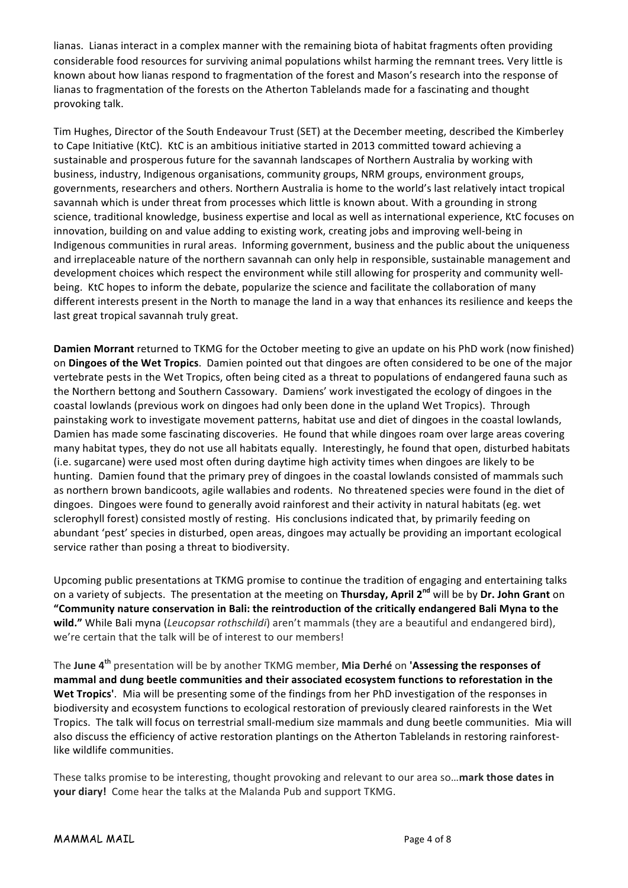lianas. Lianas interact in a complex manner with the remaining biota of habitat fragments often providing considerable food resources for surviving animal populations whilst harming the remnant trees. Very little is known about how lianas respond to fragmentation of the forest and Mason's research into the response of lianas to fragmentation of the forests on the Atherton Tablelands made for a fascinating and thought provoking talk.

Tim Hughes, Director of the South Endeavour Trust (SET) at the December meeting, described the Kimberley to Cape Initiative (KtC). KtC is an ambitious initiative started in 2013 committed toward achieving a sustainable and prosperous future for the savannah landscapes of Northern Australia by working with business, industry, Indigenous organisations, community groups, NRM groups, environment groups, governments, researchers and others. Northern Australia is home to the world's last relatively intact tropical savannah which is under threat from processes which little is known about. With a grounding in strong science, traditional knowledge, business expertise and local as well as international experience, KtC focuses on innovation, building on and value adding to existing work, creating jobs and improving well-being in Indigenous communities in rural areas. Informing government, business and the public about the uniqueness and irreplaceable nature of the northern savannah can only help in responsible, sustainable management and development choices which respect the environment while still allowing for prosperity and community well-being. KtC hopes to inform the debate, popularize the science and facilitate the collaboration of many different interests present in the North to manage the land in a way that enhances its resilience and keeps the last great tropical savannah truly great.

**Damien Morrant** returned to TKMG for the October meeting to give an update on his PhD work (now finished) on **Dingoes of the Wet Tropics**. Damien pointed out that dingoes are often considered to be one of the major vertebrate pests in the Wet Tropics, often being cited as a threat to populations of endangered fauna such as the Northern bettong and Southern Cassowary. Damiens' work investigated the ecology of dingoes in the coastal lowlands (previous work on dingoes had only been done in the upland Wet Tropics). Through painstaking work to investigate movement patterns, habitat use and diet of dingoes in the coastal lowlands, Damien has made some fascinating discoveries. He found that while dingoes roam over large areas covering many habitat types, they do not use all habitats equally. Interestingly, he found that open, disturbed habitats (i.e. sugarcane) were used most often during daytime high activity times when dingoes are likely to be hunting. Damien found that the primary prey of dingoes in the coastal lowlands consisted of mammals such as northern brown bandicoots, agile wallabies and rodents. No threatened species were found in the diet of dingoes. Dingoes were found to generally avoid rainforest and their activity in natural habitats (eg. wet sclerophyll forest) consisted mostly of resting. His conclusions indicated that, by primarily feeding on abundant 'pest' species in disturbed, open areas, dingoes may actually be providing an important ecological service rather than posing a threat to biodiversity.

Upcoming public presentations at TKMG promise to continue the tradition of engaging and entertaining talks on a variety of subjects. The presentation at the meeting on **Thursday, April 2nd** will be by **Dr. John Grant** on **"Community nature conservation in Bali: the reintroduction of the critically endangered Bali Myna to the wild."** While Bali myna (*Leucopsar rothschildi*) aren't mammals (they are a beautiful and endangered bird), we're certain that the talk will be of interest to our members!

The **June 4th** presentation will be by another TKMG member, **Mia Derhé** on **'Assessing the responses of mammal and dung beetle communities and their associated ecosystem functions to reforestation in the Wet Tropics'**. Mia will be presenting some of the findings from her PhD investigation of the responses in biodiversity and ecosystem functions to ecological restoration of previously cleared rainforests in the Wet Tropics. The talk will focus on terrestrial small-medium size mammals and dung beetle communities. Mia will also discuss the efficiency of active restoration plantings on the Atherton Tablelands in restoring rainforest-like wildlife communities.

These talks promise to be interesting, thought provoking and relevant to our area so…**mark those dates in your diary!** Come hear the talks at the Malanda Pub and support TKMG.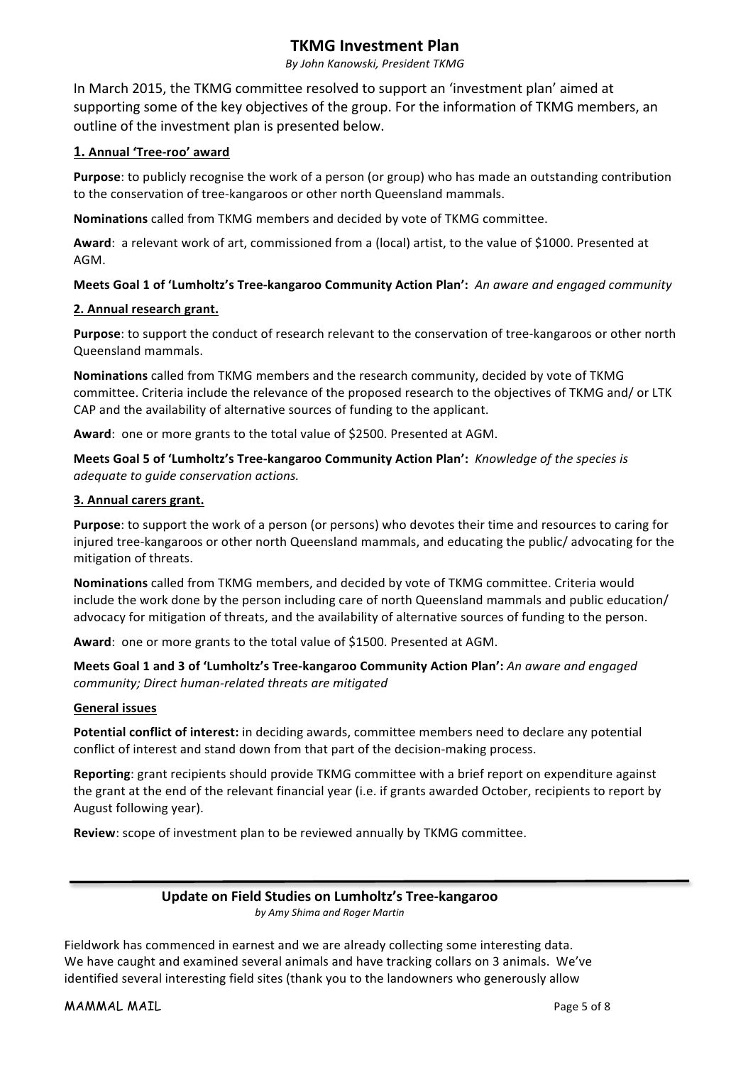## TKMG Investment Plan

*By John Kanowski, President TKMG*

In March 2015, the TKMG committee resolved to support an 'investment plan' aimed at supporting some of the key objectives of the group. For the information of TKMG members, an outline of the investment plan is presented below.

### 1. Annual 'Tree-roo' award

**Purpose**: to publicly recognise the work of a person (or group) who has made an outstanding contribution to the conservation of tree-kangaroos or other north Queensland mammals.

**Nominations** called from TKMG members and decided by vote of TKMG committee.

**Award**: a relevant work of art, commissioned from a (local) artist, to the value of $1000. Presented at AGM.

**Meets Goal 1 of 'Lumholtz's Tree-kangaroo Community Action Plan':** *An aware and engaged community*

### 2. Annual research grant.

**Purpose**: to support the conduct of research relevant to the conservation of tree-kangaroos or other north Queensland mammals.

**Nominations** called from TKMG members and the research community, decided by vote of TKMG committee. Criteria include the relevance of the proposed research to the objectives of TKMG and/ or LTK CAP and the availability of alternative sources of funding to the applicant.

**Award**: one or more grants to the total value of $2500. Presented at AGM.

**Meets Goal 5 of 'Lumholtz's Tree-kangaroo Community Action Plan':** *Knowledge of the species is adequate to guide conservation actions.*

### 3. Annual carers grant.

**Purpose**: to support the work of a person (or persons) who devotes their time and resources to caring for injured tree-kangaroos or other north Queensland mammals, and educating the public/ advocating for the mitigation of threats.

**Nominations** called from TKMG members, and decided by vote of TKMG committee. Criteria would include the work done by the person including care of north Queensland mammals and public education/ advocacy for mitigation of threats, and the availability of alternative sources of funding to the person.

**Award**: one or more grants to the total value of $1500. Presented at AGM.

**Meets Goal 1 and 3 of 'Lumholtz's Tree-kangaroo Community Action Plan':** *An aware and engaged community; Direct human-related threats are mitigated*

### General issues

**Potential conflict of interest:** in deciding awards, committee members need to declare any potential conflict of interest and stand down from that part of the decision-making process.

**Reporting**: grant recipients should provide TKMG committee with a brief report on expenditure against the grant at the end of the relevant financial year (i.e. if grants awarded October, recipients to report by August following year).

**Review**: scope of investment plan to be reviewed annually by TKMG committee.

---

## Update on Field Studies on Lumholtz's Tree-kangaroo

*by Amy Shima and Roger Martin*

Fieldwork has commenced in earnest and we are already collecting some interesting data. We have caught and examined several animals and have tracking collars on 3 animals. We've identified several interesting field sites (thank you to the landowners who generously allow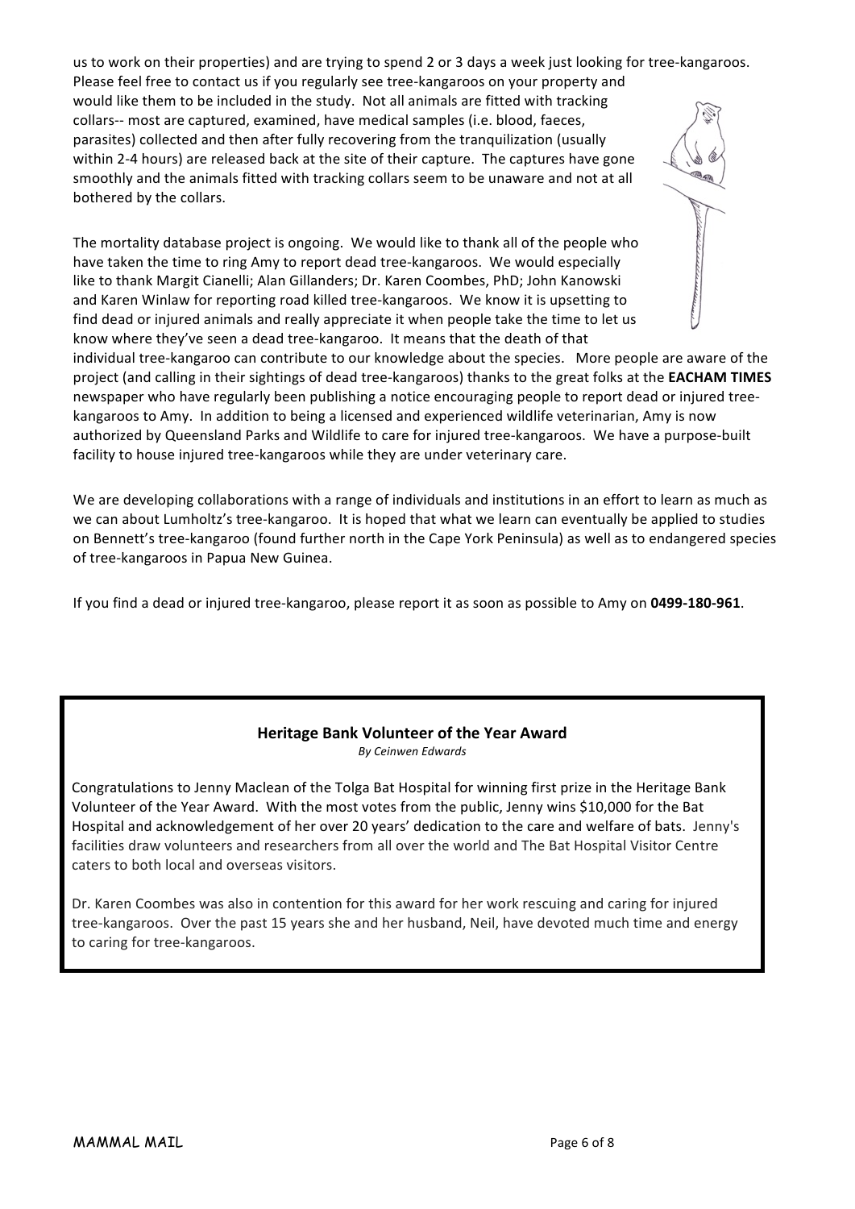us to work on their properties) and are trying to spend 2 or 3 days a week just looking for tree-kangaroos. Please feel free to contact us if you regularly see tree-kangaroos on your property and would like them to be included in the study. Not all animals are fitted with tracking collars-- most are captured, examined, have medical samples (i.e. blood, faeces, parasites) collected and then after fully recovering from the tranquilization (usually within 2-4 hours) are released back at the site of their capture. The captures have gone smoothly and the animals fitted with tracking collars seem to be unaware and not at all bothered by the collars.

The mortality database project is ongoing. We would like to thank all of the people who have taken the time to ring Amy to report dead tree-kangaroos. We would especially like to thank Margit Cianelli; Alan Gillanders; Dr. Karen Coombes, PhD; John Kanowski and Karen Winlaw for reporting road killed tree-kangaroos. We know it is upsetting to find dead or injured animals and really appreciate it when people take the time to let us know where they've seen a dead tree-kangaroo. It means that the death of that individual tree-kangaroo can contribute to our knowledge about the species. More people are aware of the project (and calling in their sightings of dead tree-kangaroos) thanks to the great folks at the **EACHAM TIMES** newspaper who have regularly been publishing a notice encouraging people to report dead or injured tree-kangaroos to Amy. In addition to being a licensed and experienced wildlife veterinarian, Amy is now authorized by Queensland Parks and Wildlife to care for injured tree-kangaroos. We have a purpose-built facility to house injured tree-kangaroos while they are under veterinary care.

We are developing collaborations with a range of individuals and institutions in an effort to learn as much as we can about Lumholtz's tree-kangaroo. It is hoped that what we learn can eventually be applied to studies on Bennett's tree-kangaroo (found further north in the Cape York Peninsula) as well as to endangered species of tree-kangaroos in Papua New Guinea.

If you find a dead or injured tree-kangaroo, please report it as soon as possible to Amy on **0499-180-961**.

## Heritage Bank Volunteer of the Year Award

*By Ceinwen Edwards*

Congratulations to Jenny Maclean of the Tolga Bat Hospital for winning first prize in the Heritage Bank Volunteer of the Year Award. With the most votes from the public, Jenny wins $10,000 for the Bat Hospital and acknowledgement of her over 20 years' dedication to the care and welfare of bats. Jenny's facilities draw volunteers and researchers from all over the world and The Bat Hospital Visitor Centre caters to both local and overseas visitors.

Dr. Karen Coombes was also in contention for this award for her work rescuing and caring for injured tree-kangaroos. Over the past 15 years she and her husband, Neil, have devoted much time and energy to caring for tree-kangaroos.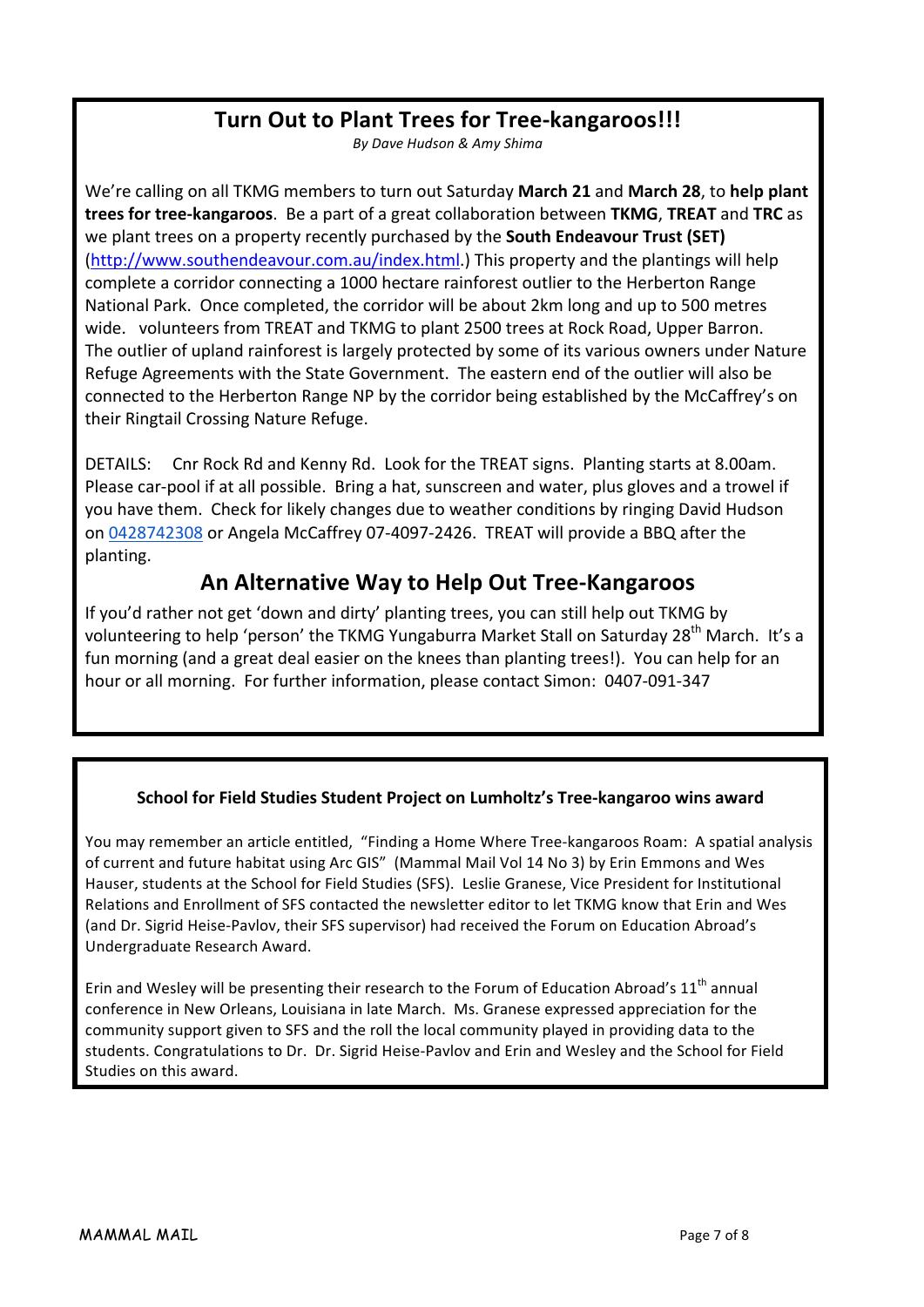## Turn Out to Plant Trees for Tree-kangaroos!!!

*By Dave Hudson & Amy Shima*

We're calling on all TKMG members to turn out Saturday **March 21** and **March 28**, to **help plant trees for tree-kangaroos**. Be a part of a great collaboration between **TKMG**, **TREAT** and **TRC** as we plant trees on a property recently purchased by the **South Endeavour Trust (SET)** (http://www.southendeavour.com.au/index.html.) This property and the plantings will help complete a corridor connecting a 1000 hectare rainforest outlier to the Herberton Range National Park. Once completed, the corridor will be about 2km long and up to 500 metres wide. volunteers from TREAT and TKMG to plant 2500 trees at Rock Road, Upper Barron. The outlier of upland rainforest is largely protected by some of its various owners under Nature Refuge Agreements with the State Government. The eastern end of the outlier will also be connected to the Herberton Range NP by the corridor being established by the McCaffrey's on their Ringtail Crossing Nature Refuge.

DETAILS: Cnr Rock Rd and Kenny Rd. Look for the TREAT signs. Planting starts at 8.00am. Please car-pool if at all possible. Bring a hat, sunscreen and water, plus gloves and a trowel if you have them. Check for likely changes due to weather conditions by ringing David Hudson on 0428742308 or Angela McCaffrey 07-4097-2426. TREAT will provide a BBQ after the planting.

## An Alternative Way to Help Out Tree-Kangaroos

If you'd rather not get 'down and dirty' planting trees, you can still help out TKMG by volunteering to help 'person' the TKMG Yungaburra Market Stall on Saturday 28th March. It's a fun morning (and a great deal easier on the knees than planting trees!). You can help for an hour or all morning. For further information, please contact Simon: 0407-091-347

### School for Field Studies Student Project on Lumholtz's Tree-kangaroo wins award

You may remember an article entitled, "Finding a Home Where Tree-kangaroos Roam: A spatial analysis of current and future habitat using Arc GIS" (Mammal Mail Vol 14 No 3) by Erin Emmons and Wes Hauser, students at the School for Field Studies (SFS). Leslie Granese, Vice President for Institutional Relations and Enrollment of SFS contacted the newsletter editor to let TKMG know that Erin and Wes (and Dr. Sigrid Heise-Pavlov, their SFS supervisor) had received the Forum on Education Abroad's Undergraduate Research Award.

Erin and Wesley will be presenting their research to the Forum of Education Abroad's 11th annual conference in New Orleans, Louisiana in late March. Ms. Granese expressed appreciation for the community support given to SFS and the roll the local community played in providing data to the students. Congratulations to Dr. Dr. Sigrid Heise-Pavlov and Erin and Wesley and the School for Field Studies on this award.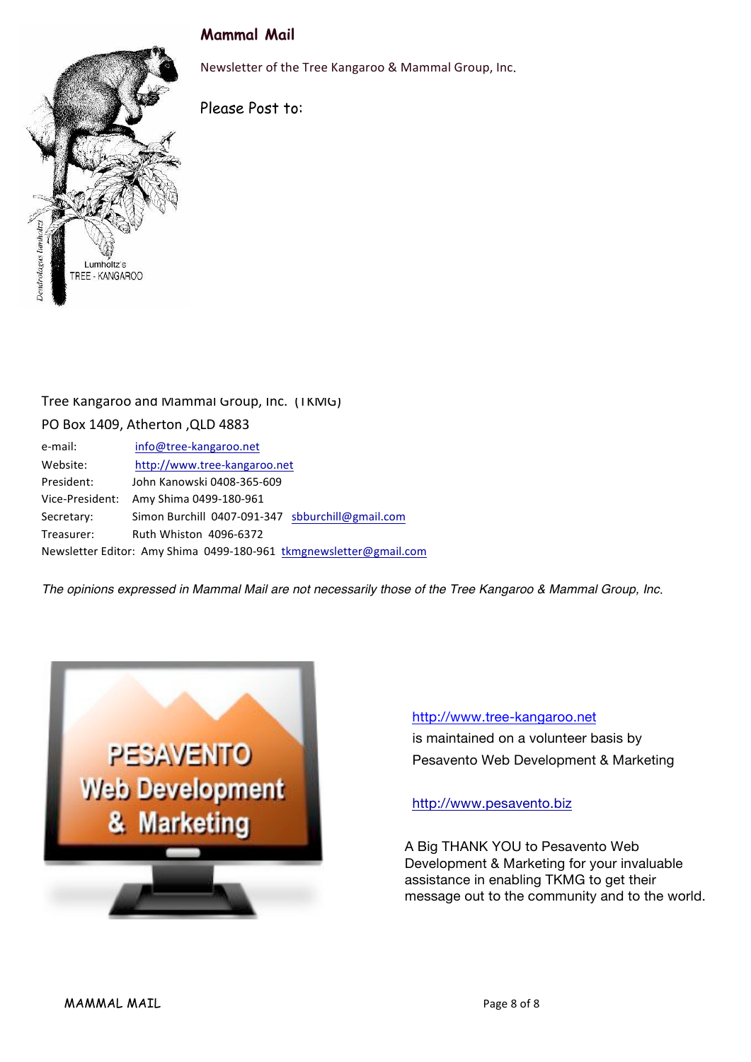# Mammal Mail

Newsletter of the Tree Kangaroo & Mammal Group, Inc.

Please Post to:

Tree Kangaroo and Mammal Group, Inc. (TKMG)

PO Box 1409, Atherton ,QLD 4883

| | |
|---|---|
| e-mail: | info@tree-kangaroo.net |
| Website: | http://www.tree-kangaroo.net |
| President: | John Kanowski 0408-365-609 |
| Vice-President: | Amy Shima 0499-180-961 |
| Secretary: | Simon Burchill 0407-091-347 sbburchill@gmail.com |
| Treasurer: | Ruth Whiston 4096-6372 |
| Newsletter Editor: | Amy Shima 0499-180-961 tkmgnewsletter@gmail.com |

*The opinions expressed in Mammal Mail are not necessarily those of the Tree Kangaroo & Mammal Group, Inc.*

PESAVENTO Web Development & Marketing

http://www.tree-kangaroo.net is maintained on a volunteer basis by Pesavento Web Development & Marketing

http://www.pesavento.biz

A Big THANK YOU to Pesavento Web Development & Marketing for your invaluable assistance in enabling TKMG to get their message out to the community and to the world.